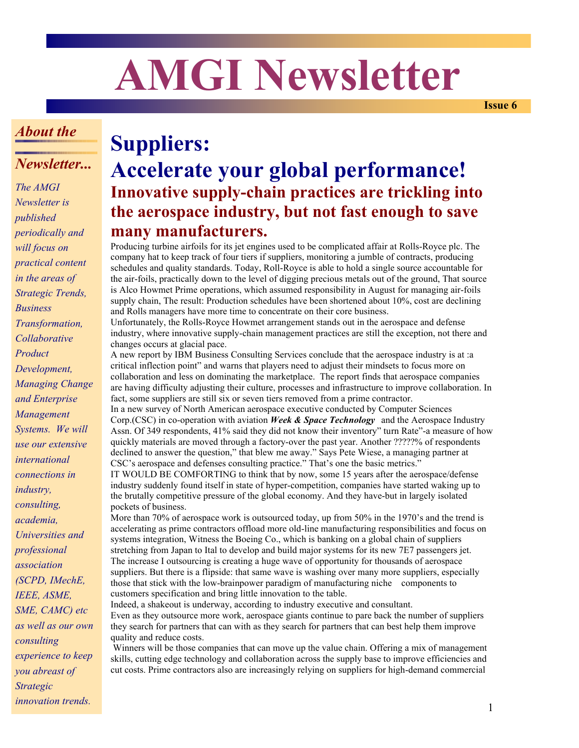# AMGI Newsletter

**Issue 6**

## *About the Newsletter...*

*The AMGI Newsletter is published periodically and will focus on practical content in the areas of Strategic Trends, Business Transformation, Collaborative Product Development, Managing Change and Enterprise Management Systems. We will use our extensive international connections in industry, consulting, academia, Universities and professional association (SCPD, IMechE, IEEE, ASME, SME, CAMC) etc as well as our own consulting experience to keep you abreast of Strategic innovation trends.*

# Suppliers:
# Accelerate your global performance!

## Innovative supply-chain practices are trickling into the aerospace industry, but not fast enough to save many manufacturers.

Producing turbine airfoils for its jet engines used to be complicated affair at Rolls-Royce plc. The company hat to keep track of four tiers if suppliers, monitoring a jumble of contracts, producing schedules and quality standards. Today, Roll-Royce is able to hold a single source accountable for the air-foils, practically down to the level of digging precious metals out of the ground, That source is Alco Howmet Prime operations, which assumed responsibility in August for managing air-foils supply chain, The result: Production schedules have been shortened about 10%, cost are declining and Rolls managers have more time to concentrate on their core business.

Unfortunately, the Rolls-Royce Howmet arrangement stands out in the aerospace and defense industry, where innovative supply-chain management practices are still the exception, not there and changes occurs at glacial pace.

A new report by IBM Business Consulting Services conclude that the aerospace industry is at :a critical inflection point" and warns that players need to adjust their mindsets to focus more on collaboration and less on dominating the marketplace. The report finds that aerospace companies are having difficulty adjusting their culture, processes and infrastructure to improve collaboration. In fact, some suppliers are still six or seven tiers removed from a prime contractor.

In a new survey of North American aerospace executive conducted by Computer Sciences Corp.(CSC) in co-operation with aviation ***Week & Space Technology*** and the Aerospace Industry Assn. Of 349 respondents, 41% said they did not know their inventory" turn Rate"-a measure of how quickly materials are moved through a factory-over the past year. Another ?????% of respondents declined to answer the question," that blew me away." Says Pete Wiese, a managing partner at CSC's aerospace and defenses consulting practice." That's one the basic metrics."

IT WOULD BE COMFORTING to think that by now, some 15 years after the aerospace/defense industry suddenly found itself in state of hyper-competition, companies have started waking up to the brutally competitive pressure of the global economy. And they have-but in largely isolated pockets of business.

More than 70% of aerospace work is outsourced today, up from 50% in the 1970's and the trend is accelerating as prime contractors offload more old-line manufacturing responsibilities and focus on systems integration, Witness the Boeing Co., which is banking on a global chain of suppliers stretching from Japan to Ital to develop and build major systems for its new 7E7 passengers jet. The increase I outsourcing is creating a huge wave of opportunity for thousands of aerospace suppliers. But there is a flipside: that same wave is washing over many more suppliers, especially those that stick with the low-brainpower paradigm of manufacturing niche components to customers specification and bring little innovation to the table.

Indeed, a shakeout is underway, according to industry executive and consultant.

Even as they outsource more work, aerospace giants continue to pare back the number of suppliers they search for partners that can with as they search for partners that can best help them improve quality and reduce costs.

Winners will be those companies that can move up the value chain. Offering a mix of management skills, cutting edge technology and collaboration across the supply base to improve efficiencies and cut costs. Prime contractors also are increasingly relying on suppliers for high-demand commercial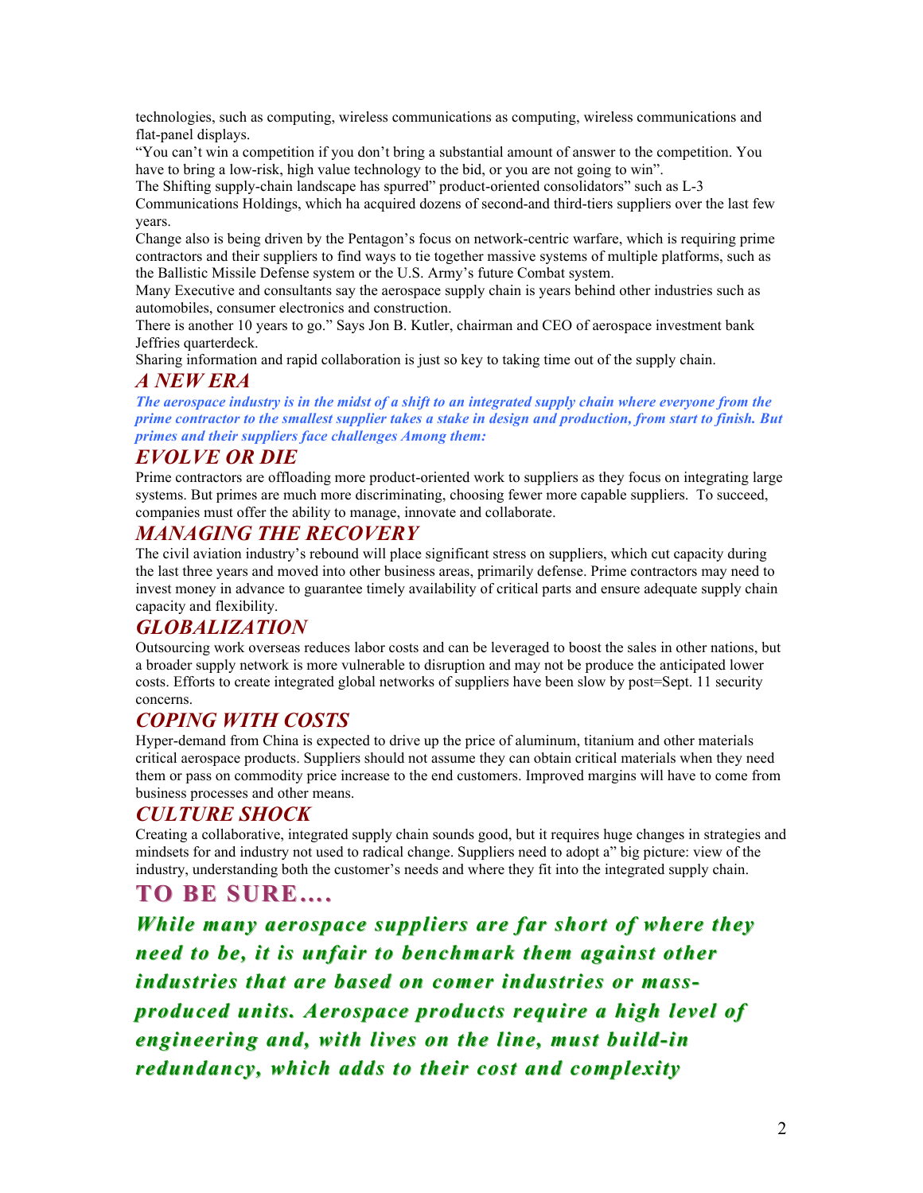technologies, such as computing, wireless communications as computing, wireless communications and flat-panel displays.

"You can't win a competition if you don't bring a substantial amount of answer to the competition. You have to bring a low-risk, high value technology to the bid, or you are not going to win".

The Shifting supply-chain landscape has spurred" product-oriented consolidators" such as L-3 Communications Holdings, which ha acquired dozens of second-and third-tiers suppliers over the last few years.

Change also is being driven by the Pentagon's focus on network-centric warfare, which is requiring prime contractors and their suppliers to find ways to tie together massive systems of multiple platforms, such as the Ballistic Missile Defense system or the U.S. Army's future Combat system.

Many Executive and consultants say the aerospace supply chain is years behind other industries such as automobiles, consumer electronics and construction.

There is another 10 years to go." Says Jon B. Kutler, chairman and CEO of aerospace investment bank Jeffries quarterdeck.

Sharing information and rapid collaboration is just so key to taking time out of the supply chain.

## *A NEW ERA*

***The aerospace industry is in the midst of a shift to an integrated supply chain where everyone from the prime contractor to the smallest supplier takes a stake in design and production, from start to finish. But primes and their suppliers face challenges Among them:***

## *EVOLVE OR DIE*

Prime contractors are offloading more product-oriented work to suppliers as they focus on integrating large systems. But primes are much more discriminating, choosing fewer more capable suppliers. To succeed, companies must offer the ability to manage, innovate and collaborate.

## *MANAGING THE RECOVERY*

The civil aviation industry's rebound will place significant stress on suppliers, which cut capacity during the last three years and moved into other business areas, primarily defense. Prime contractors may need to invest money in advance to guarantee timely availability of critical parts and ensure adequate supply chain capacity and flexibility.

## *GLOBALIZATION*

Outsourcing work overseas reduces labor costs and can be leveraged to boost the sales in other nations, but a broader supply network is more vulnerable to disruption and may not be produce the anticipated lower costs. Efforts to create integrated global networks of suppliers have been slow by post=Sept. 11 security concerns.

## *COPING WITH COSTS*

Hyper-demand from China is expected to drive up the price of aluminum, titanium and other materials critical aerospace products. Suppliers should not assume they can obtain critical materials when they need them or pass on commodity price increase to the end customers. Improved margins will have to come from business processes and other means.

## *CULTURE SHOCK*

Creating a collaborative, integrated supply chain sounds good, but it requires huge changes in strategies and mindsets for and industry not used to radical change. Suppliers need to adopt a" big picture: view of the industry, understanding both the customer's needs and where they fit into the integrated supply chain.

## TO BE SURE….

***While many aerospace suppliers are far short of where they need to be, it is unfair to benchmark them against other industries that are based on comer industries or mass-produced units. Aerospace products require a high level of engineering and, with lives on the line, must build-in redundancy, which adds to their cost and complexity***